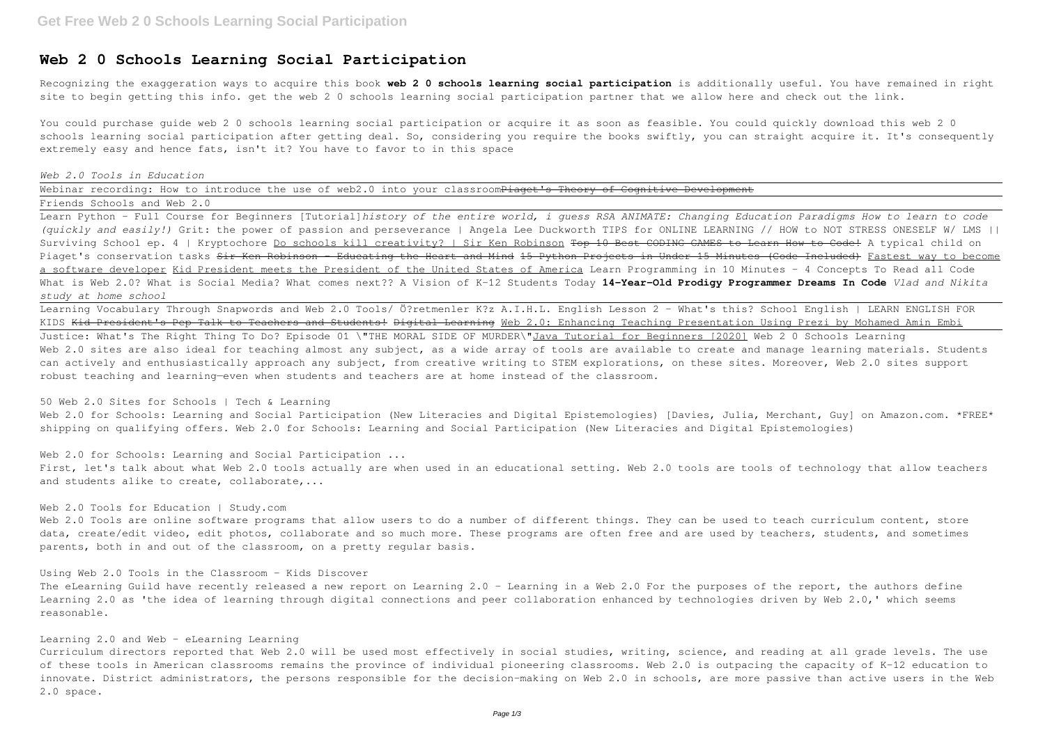# Web 2 0 Schools Learning Social Participation

Recognizing the exaggeration ways to acquire this book **web 2 0 schools learning social participation** is additionally useful. You have remained in right site to begin getting this info. get the web 2 0 schools learning social participation partner that we allow here and check out the link.

You could purchase guide web 2 0 schools learning social participation or acquire it as soon as feasible. You could quickly download this web 2 0 schools learning social participation after getting deal. So, considering you require the books swiftly, you can straight acquire it. It's consequently extremely easy and hence fats, isn't it? You have to favor to in this space

*Web 2.0 Tools in Education*

Webinar recording: How to introduce the use of web2.0 into your classroom~~Piaget's Theory of Cognitive Development~~

Friends Schools and Web 2.0

Learn Python - Full Course for Beginners [Tutorial]*history of the entire world, i guess RSA ANIMATE: Changing Education Paradigms How to learn to code (quickly and easily!)* Grit: the power of passion and perseverance | Angela Lee Duckworth TIPS for ONLINE LEARNING // HOW to NOT STRESS ONESELF W/ LMS || Surviving School ep. 4 | Kryptochore Do schools kill creativity? | Sir Ken Robinson ~~Top 10 Best CODING GAMES to Learn How to Code!~~ A typical child on Piaget's conservation tasks ~~Sir Ken Robinson - Educating the Heart and Mind~~ ~~15 Python Projects in Under 15 Minutes (Code Included)~~ Fastest way to become a software developer Kid President meets the President of the United States of America Learn Programming in 10 Minutes - 4 Concepts To Read all Code What is Web 2.0? What is Social Media? What comes next?? A Vision of K-12 Students Today **14-Year-Old Prodigy Programmer Dreams In Code** *Vlad and Nikita study at home school*

Learning Vocabulary Through Snapwords and Web 2.0 Tools/ Ö?retmenler K?z A.I.H.L. English Lesson 2 - What's this? School English | LEARN ENGLISH FOR KIDS ~~Kid President's Pep Talk to Teachers and Students!~~ ~~Digital Learning~~ Web 2.0: Enhancing Teaching Presentation Using Prezi by Mohamed Amin Embi

Justice: What's The Right Thing To Do? Episode 01 \"THE MORAL SIDE OF MURDER\"Java Tutorial for Beginners [2020] Web 2 0 Schools Learning

Web 2.0 sites are also ideal for teaching almost any subject, as a wide array of tools are available to create and manage learning materials. Students can actively and enthusiastically approach any subject, from creative writing to STEM explorations, on these sites. Moreover, Web 2.0 sites support robust teaching and learning—even when students and teachers are at home instead of the classroom.

50 Web 2.0 Sites for Schools | Tech & Learning

Web 2.0 for Schools: Learning and Social Participation (New Literacies and Digital Epistemologies) [Davies, Julia, Merchant, Guy] on Amazon.com. *FREE* shipping on qualifying offers. Web 2.0 for Schools: Learning and Social Participation (New Literacies and Digital Epistemologies)

Web 2.0 for Schools: Learning and Social Participation ...

First, let's talk about what Web 2.0 tools actually are when used in an educational setting. Web 2.0 tools are tools of technology that allow teachers and students alike to create, collaborate,...

Web 2.0 Tools for Education | Study.com

Web 2.0 Tools are online software programs that allow users to do a number of different things. They can be used to teach curriculum content, store data, create/edit video, edit photos, collaborate and so much more. These programs are often free and are used by teachers, students, and sometimes parents, both in and out of the classroom, on a pretty regular basis.

Using Web 2.0 Tools in the Classroom - Kids Discover

The eLearning Guild have recently released a new report on Learning 2.0 - Learning in a Web 2.0 For the purposes of the report, the authors define Learning 2.0 as 'the idea of learning through digital connections and peer collaboration enhanced by technologies driven by Web 2.0,' which seems reasonable.

Learning 2.0 and Web - eLearning Learning

Curriculum directors reported that Web 2.0 will be used most effectively in social studies, writing, science, and reading at all grade levels. The use of these tools in American classrooms remains the province of individual pioneering classrooms. Web 2.0 is outpacing the capacity of K-12 education to innovate. District administrators, the persons responsible for the decision-making on Web 2.0 in schools, are more passive than active users in the Web 2.0 space.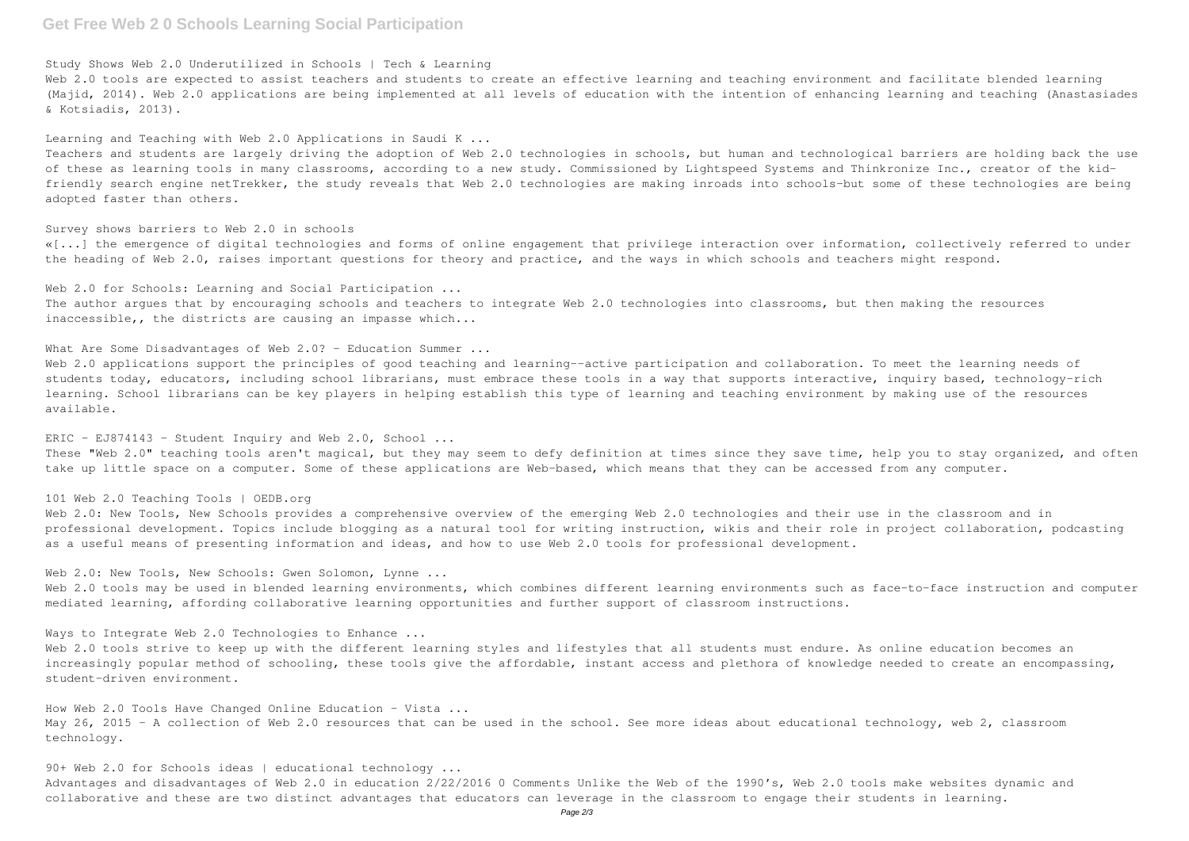Study Shows Web 2.0 Underutilized in Schools | Tech & Learning

Web 2.0 tools are expected to assist teachers and students to create an effective learning and teaching environment and facilitate blended learning (Majid, 2014). Web 2.0 applications are being implemented at all levels of education with the intention of enhancing learning and teaching (Anastasiades & Kotsiadis, 2013).

Learning and Teaching with Web 2.0 Applications in Saudi K ...

Teachers and students are largely driving the adoption of Web 2.0 technologies in schools, but human and technological barriers are holding back the use of these as learning tools in many classrooms, according to a new study. Commissioned by Lightspeed Systems and Thinkronize Inc., creator of the kid-friendly search engine netTrekker, the study reveals that Web 2.0 technologies are making inroads into schools–but some of these technologies are being adopted faster than others.

Survey shows barriers to Web 2.0 in schools

«[...] the emergence of digital technologies and forms of online engagement that privilege interaction over information, collectively referred to under the heading of Web 2.0, raises important questions for theory and practice, and the ways in which schools and teachers might respond.

Web 2.0 for Schools: Learning and Social Participation ...

The author argues that by encouraging schools and teachers to integrate Web 2.0 technologies into classrooms, but then making the resources inaccessible,, the districts are causing an impasse which...

What Are Some Disadvantages of Web 2.0? - Education Summer ...

Web 2.0 applications support the principles of good teaching and learning--active participation and collaboration. To meet the learning needs of students today, educators, including school librarians, must embrace these tools in a way that supports interactive, inquiry based, technology-rich learning. School librarians can be key players in helping establish this type of learning and teaching environment by making use of the resources available.

ERIC - EJ874143 - Student Inquiry and Web 2.0, School ...

These "Web 2.0" teaching tools aren't magical, but they may seem to defy definition at times since they save time, help you to stay organized, and often take up little space on a computer. Some of these applications are Web-based, which means that they can be accessed from any computer.

101 Web 2.0 Teaching Tools | OEDB.org

Web 2.0: New Tools, New Schools provides a comprehensive overview of the emerging Web 2.0 technologies and their use in the classroom and in professional development. Topics include blogging as a natural tool for writing instruction, wikis and their role in project collaboration, podcasting as a useful means of presenting information and ideas, and how to use Web 2.0 tools for professional development.

Web 2.0: New Tools, New Schools: Gwen Solomon, Lynne ...

Web 2.0 tools may be used in blended learning environments, which combines different learning environments such as face-to-face instruction and computer mediated learning, affording collaborative learning opportunities and further support of classroom instructions.

Ways to Integrate Web 2.0 Technologies to Enhance ...

Web 2.0 tools strive to keep up with the different learning styles and lifestyles that all students must endure. As online education becomes an increasingly popular method of schooling, these tools give the affordable, instant access and plethora of knowledge needed to create an encompassing, student-driven environment.

How Web 2.0 Tools Have Changed Online Education - Vista ...

May 26, 2015 - A collection of Web 2.0 resources that can be used in the school. See more ideas about educational technology, web 2, classroom technology.

90+ Web 2.0 for Schools ideas | educational technology ...

Advantages and disadvantages of Web 2.0 in education 2/22/2016 0 Comments Unlike the Web of the 1990's, Web 2.0 tools make websites dynamic and collaborative and these are two distinct advantages that educators can leverage in the classroom to engage their students in learning.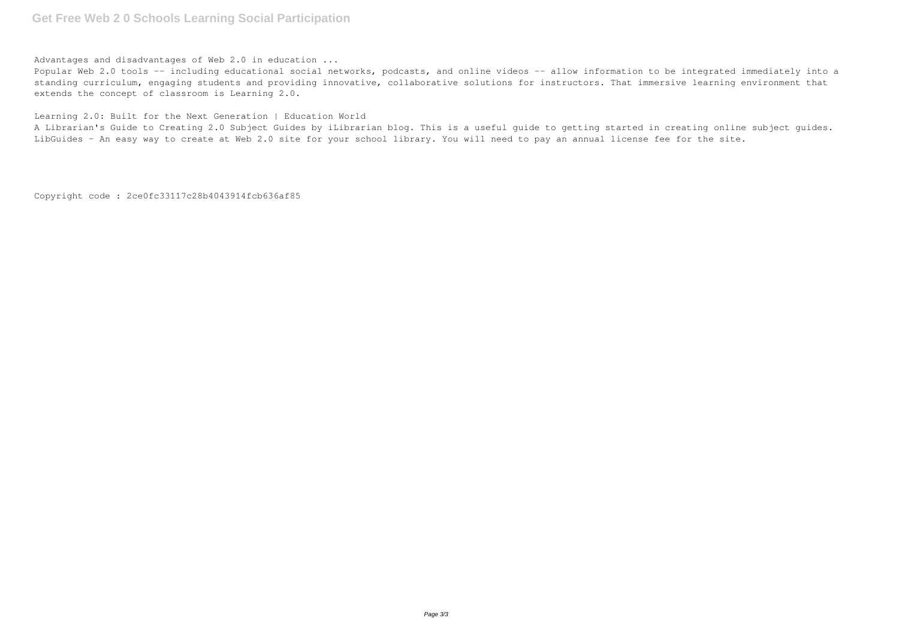Advantages and disadvantages of Web 2.0 in education ...

Popular Web 2.0 tools -- including educational social networks, podcasts, and online videos -- allow information to be integrated immediately into a standing curriculum, engaging students and providing innovative, collaborative solutions for instructors. That immersive learning environment that extends the concept of classroom is Learning 2.0.

Learning 2.0: Built for the Next Generation | Education World

A Librarian's Guide to Creating 2.0 Subject Guides by iLibrarian blog. This is a useful guide to getting started in creating online subject guides. LibGuides - An easy way to create at Web 2.0 site for your school library. You will need to pay an annual license fee for the site.

Copyright code : 2ce0fc33117c28b4043914fcb636af85